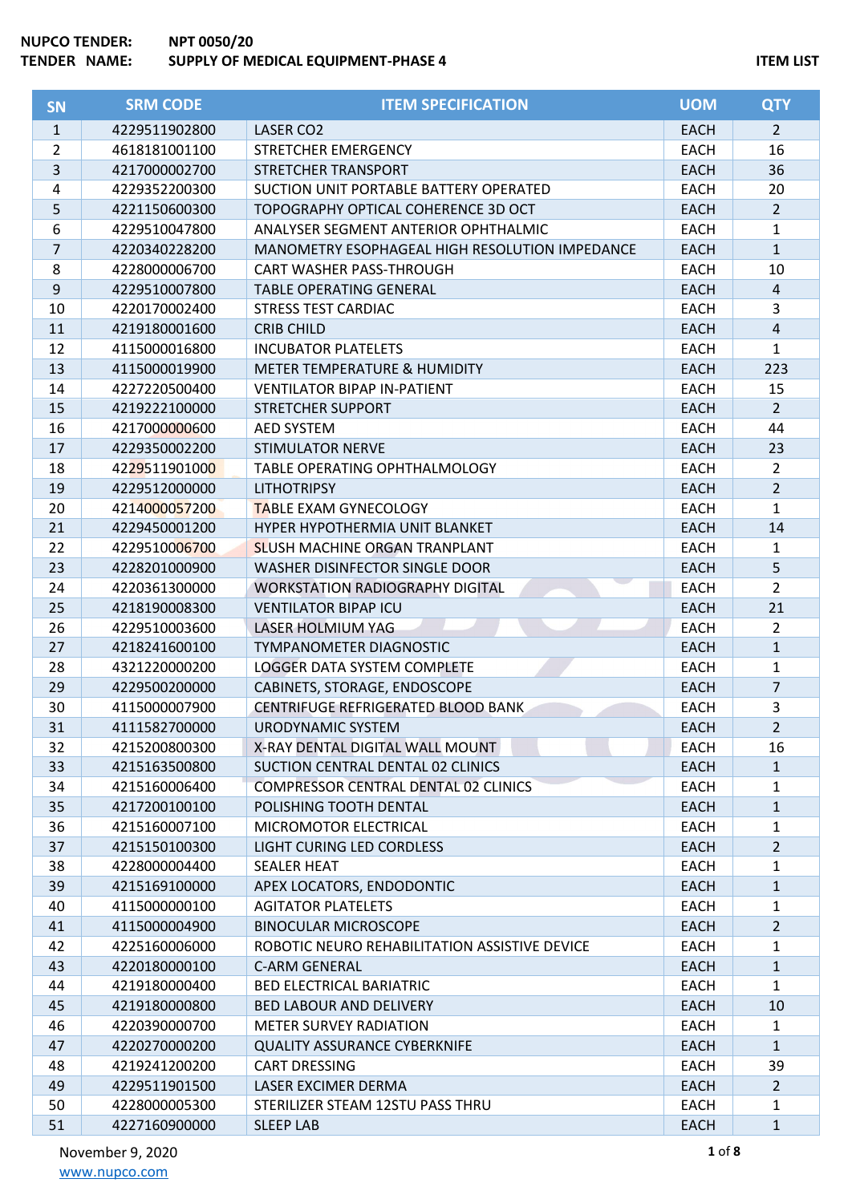**NUPCO TENDER:** NPT 0050/20
**TENDER NAME:** SUPPLY OF MEDICAL EQUIPMENT-PHASE 4

**ITEM LIST**

| SN | SRM CODE | ITEM SPECIFICATION | UOM | QTY |
|---|---|---|---|---|
| 1 | 4229511902800 | LASER CO2 | EACH | 2 |
| 2 | 4618181001100 | STRETCHER EMERGENCY | EACH | 16 |
| 3 | 4217000002700 | STRETCHER TRANSPORT | EACH | 36 |
| 4 | 4229352200300 | SUCTION UNIT PORTABLE BATTERY OPERATED | EACH | 20 |
| 5 | 4221150600300 | TOPOGRAPHY OPTICAL COHERENCE 3D OCT | EACH | 2 |
| 6 | 4229510047800 | ANALYSER SEGMENT ANTERIOR OPHTHALMIC | EACH | 1 |
| 7 | 4220340228200 | MANOMETRY ESOPHAGEAL HIGH RESOLUTION IMPEDANCE | EACH | 1 |
| 8 | 4228000006700 | CART WASHER PASS-THROUGH | EACH | 10 |
| 9 | 4229510007800 | TABLE OPERATING GENERAL | EACH | 4 |
| 10 | 4220170002400 | STRESS TEST CARDIAC | EACH | 3 |
| 11 | 4219180001600 | CRIB CHILD | EACH | 4 |
| 12 | 4115000016800 | INCUBATOR PLATELETS | EACH | 1 |
| 13 | 4115000019900 | METER TEMPERATURE & HUMIDITY | EACH | 223 |
| 14 | 4227220500400 | VENTILATOR BIPAP IN-PATIENT | EACH | 15 |
| 15 | 4219222100000 | STRETCHER SUPPORT | EACH | 2 |
| 16 | 4217000000600 | AED SYSTEM | EACH | 44 |
| 17 | 4229350002200 | STIMULATOR NERVE | EACH | 23 |
| 18 | 4229511901000 | TABLE OPERATING OPHTHALMOLOGY | EACH | 2 |
| 19 | 4229512000000 | LITHOTRIPSY | EACH | 2 |
| 20 | 4214000057200 | TABLE EXAM GYNECOLOGY | EACH | 1 |
| 21 | 4229450001200 | HYPER HYPOTHERMIA UNIT BLANKET | EACH | 14 |
| 22 | 4229510006700 | SLUSH MACHINE ORGAN TRANPLANT | EACH | 1 |
| 23 | 4228201000900 | WASHER DISINFECTOR SINGLE DOOR | EACH | 5 |
| 24 | 4220361300000 | WORKSTATION RADIOGRAPHY DIGITAL | EACH | 2 |
| 25 | 4218190008300 | VENTILATOR BIPAP ICU | EACH | 21 |
| 26 | 4229510003600 | LASER HOLMIUM YAG | EACH | 2 |
| 27 | 4218241600100 | TYMPANOMETER DIAGNOSTIC | EACH | 1 |
| 28 | 4321220000200 | LOGGER DATA SYSTEM COMPLETE | EACH | 1 |
| 29 | 4229500200000 | CABINETS, STORAGE, ENDOSCOPE | EACH | 7 |
| 30 | 4115000007900 | CENTRIFUGE REFRIGERATED BLOOD BANK | EACH | 3 |
| 31 | 4111582700000 | URODYNAMIC SYSTEM | EACH | 2 |
| 32 | 4215200800300 | X-RAY DENTAL DIGITAL WALL MOUNT | EACH | 16 |
| 33 | 4215163500800 | SUCTION CENTRAL DENTAL 02 CLINICS | EACH | 1 |
| 34 | 4215160006400 | COMPRESSOR CENTRAL DENTAL 02 CLINICS | EACH | 1 |
| 35 | 4217200100100 | POLISHING TOOTH DENTAL | EACH | 1 |
| 36 | 4215160007100 | MICROMOTOR ELECTRICAL | EACH | 1 |
| 37 | 4215150100300 | LIGHT CURING LED CORDLESS | EACH | 2 |
| 38 | 4228000004400 | SEALER HEAT | EACH | 1 |
| 39 | 4215169100000 | APEX LOCATORS, ENDODONTIC | EACH | 1 |
| 40 | 4115000000100 | AGITATOR PLATELETS | EACH | 1 |
| 41 | 4115000004900 | BINOCULAR MICROSCOPE | EACH | 2 |
| 42 | 4225160006000 | ROBOTIC NEURO REHABILITATION ASSISTIVE DEVICE | EACH | 1 |
| 43 | 4220180000100 | C-ARM GENERAL | EACH | 1 |
| 44 | 4219180000400 | BED ELECTRICAL BARIATRIC | EACH | 1 |
| 45 | 4219180000800 | BED LABOUR AND DELIVERY | EACH | 10 |
| 46 | 4220390000700 | METER SURVEY RADIATION | EACH | 1 |
| 47 | 4220270000200 | QUALITY ASSURANCE CYBERKNIFE | EACH | 1 |
| 48 | 4219241200200 | CART DRESSING | EACH | 39 |
| 49 | 4229511901500 | LASER EXCIMER DERMA | EACH | 2 |
| 50 | 4228000005300 | STERILIZER STEAM 12STU PASS THRU | EACH | 1 |
| 51 | 4227160900000 | SLEEP LAB | EACH | 1 |

November 9, 2020

www.nupco.com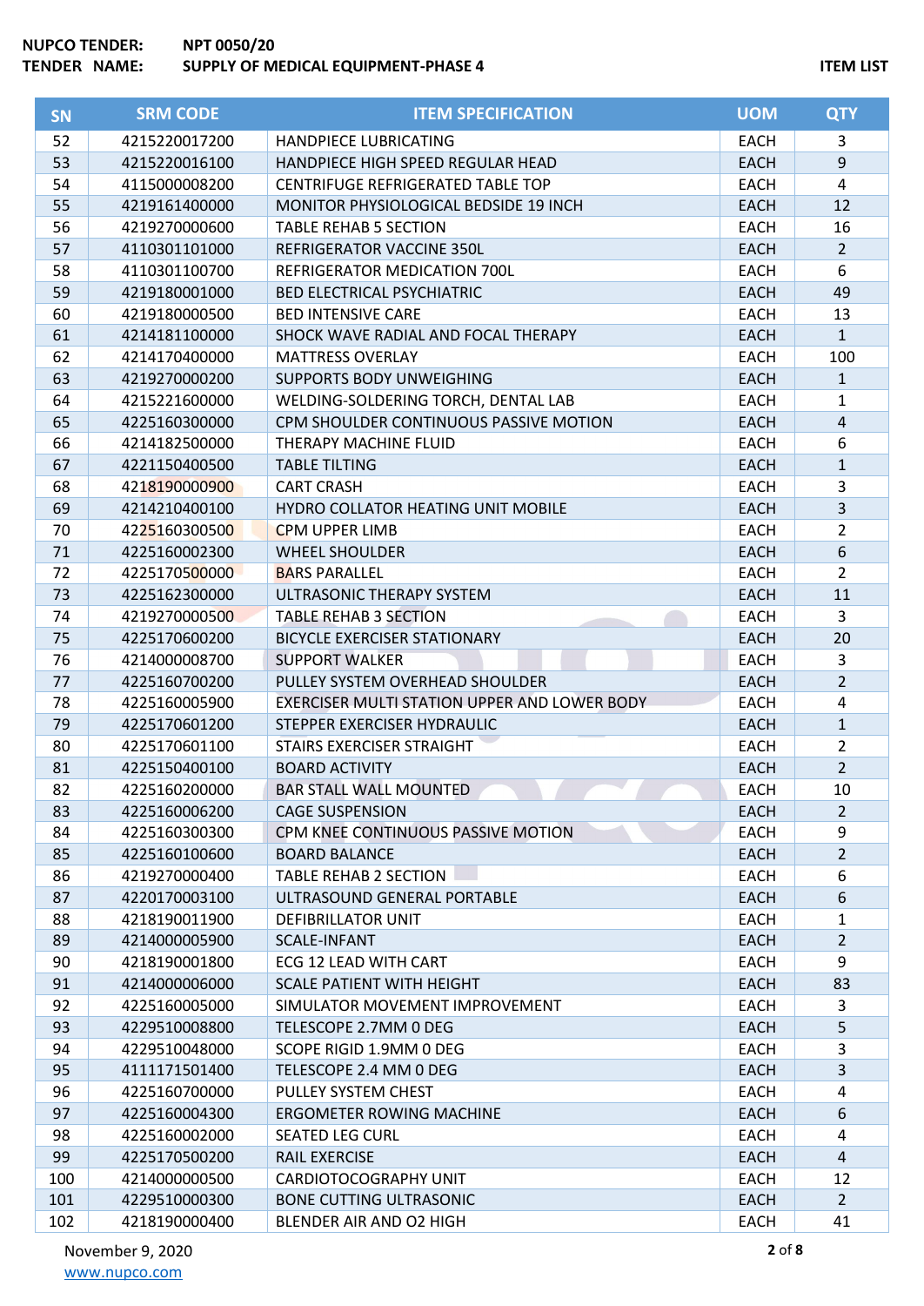**NUPCO TENDER:** NPT 0050/20

**TENDER NAME:** SUPPLY OF MEDICAL EQUIPMENT-PHASE 4

**ITEM LIST**

| SN | SRM CODE | ITEM SPECIFICATION | UOM | QTY |
|---|---|---|---|---|
| 52 | 4215220017200 | HANDPIECE LUBRICATING | EACH | 3 |
| 53 | 4215220016100 | HANDPIECE HIGH SPEED REGULAR HEAD | EACH | 9 |
| 54 | 4115000008200 | CENTRIFUGE REFRIGERATED TABLE TOP | EACH | 4 |
| 55 | 4219161400000 | MONITOR PHYSIOLOGICAL BEDSIDE 19 INCH | EACH | 12 |
| 56 | 4219270000600 | TABLE REHAB 5 SECTION | EACH | 16 |
| 57 | 4110301101000 | REFRIGERATOR VACCINE 350L | EACH | 2 |
| 58 | 4110301100700 | REFRIGERATOR MEDICATION 700L | EACH | 6 |
| 59 | 4219180001000 | BED ELECTRICAL PSYCHIATRIC | EACH | 49 |
| 60 | 4219180000500 | BED INTENSIVE CARE | EACH | 13 |
| 61 | 4214181100000 | SHOCK WAVE RADIAL AND FOCAL THERAPY | EACH | 1 |
| 62 | 4214170400000 | MATTRESS OVERLAY | EACH | 100 |
| 63 | 4219270000200 | SUPPORTS BODY UNWEIGHING | EACH | 1 |
| 64 | 4215221600000 | WELDING-SOLDERING TORCH, DENTAL LAB | EACH | 1 |
| 65 | 4225160300000 | CPM SHOULDER CONTINUOUS PASSIVE MOTION | EACH | 4 |
| 66 | 4214182500000 | THERAPY MACHINE FLUID | EACH | 6 |
| 67 | 4221150400500 | TABLE TILTING | EACH | 1 |
| 68 | 4218190000900 | CART CRASH | EACH | 3 |
| 69 | 4214210400100 | HYDRO COLLATOR HEATING UNIT MOBILE | EACH | 3 |
| 70 | 4225160300500 | CPM UPPER LIMB | EACH | 2 |
| 71 | 4225160002300 | WHEEL SHOULDER | EACH | 6 |
| 72 | 4225170500000 | BARS PARALLEL | EACH | 2 |
| 73 | 4225162300000 | ULTRASONIC THERAPY SYSTEM | EACH | 11 |
| 74 | 4219270000500 | TABLE REHAB 3 SECTION | EACH | 3 |
| 75 | 4225170600200 | BICYCLE EXERCISER STATIONARY | EACH | 20 |
| 76 | 4214000008700 | SUPPORT WALKER | EACH | 3 |
| 77 | 4225160700200 | PULLEY SYSTEM OVERHEAD SHOULDER | EACH | 2 |
| 78 | 4225160005900 | EXERCISER MULTI STATION UPPER AND LOWER BODY | EACH | 4 |
| 79 | 4225170601200 | STEPPER EXERCISER HYDRAULIC | EACH | 1 |
| 80 | 4225170601100 | STAIRS EXERCISER STRAIGHT | EACH | 2 |
| 81 | 4225150400100 | BOARD ACTIVITY | EACH | 2 |
| 82 | 4225160200000 | BAR STALL WALL MOUNTED | EACH | 10 |
| 83 | 4225160006200 | CAGE SUSPENSION | EACH | 2 |
| 84 | 4225160300300 | CPM KNEE CONTINUOUS PASSIVE MOTION | EACH | 9 |
| 85 | 4225160100600 | BOARD BALANCE | EACH | 2 |
| 86 | 4219270000400 | TABLE REHAB 2 SECTION | EACH | 6 |
| 87 | 4220170003100 | ULTRASOUND GENERAL PORTABLE | EACH | 6 |
| 88 | 4218190011900 | DEFIBRILLATOR UNIT | EACH | 1 |
| 89 | 4214000005900 | SCALE-INFANT | EACH | 2 |
| 90 | 4218190001800 | ECG 12 LEAD WITH CART | EACH | 9 |
| 91 | 4214000006000 | SCALE PATIENT WITH HEIGHT | EACH | 83 |
| 92 | 4225160005000 | SIMULATOR MOVEMENT IMPROVEMENT | EACH | 3 |
| 93 | 4229510008800 | TELESCOPE 2.7MM 0 DEG | EACH | 5 |
| 94 | 4229510048000 | SCOPE RIGID 1.9MM 0 DEG | EACH | 3 |
| 95 | 4111171501400 | TELESCOPE 2.4 MM 0 DEG | EACH | 3 |
| 96 | 4225160700000 | PULLEY SYSTEM CHEST | EACH | 4 |
| 97 | 4225160004300 | ERGOMETER ROWING MACHINE | EACH | 6 |
| 98 | 4225160002000 | SEATED LEG CURL | EACH | 4 |
| 99 | 4225170500200 | RAIL EXERCISE | EACH | 4 |
| 100 | 4214000000500 | CARDIOTOCOGRAPHY UNIT | EACH | 12 |
| 101 | 4229510000300 | BONE CUTTING ULTRASONIC | EACH | 2 |
| 102 | 4218190000400 | BLENDER AIR AND O2 HIGH | EACH | 41 |

November 9, 2020

www.nupco.com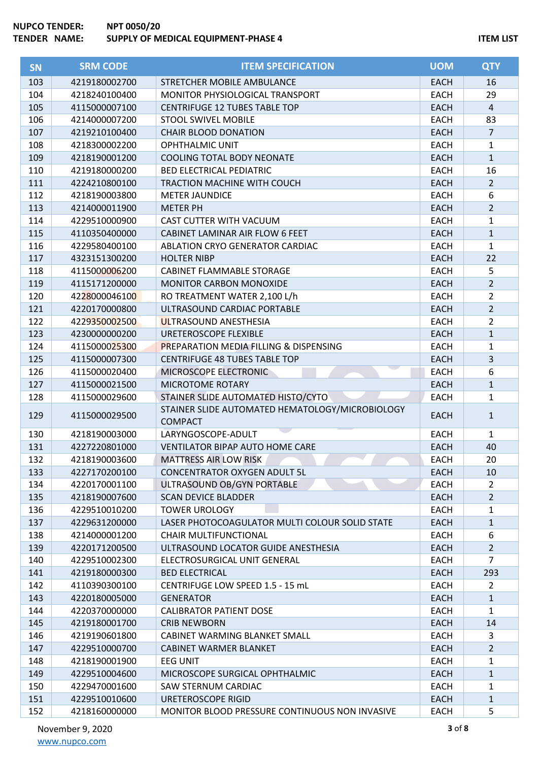**NUPCO TENDER:** NPT 0050/20
**TENDER NAME:** SUPPLY OF MEDICAL EQUIPMENT-PHASE 4

**ITEM LIST**

| SN | SRM CODE | ITEM SPECIFICATION | UOM | QTY |
|---|---|---|---|---|
| 103 | 4219180002700 | STRETCHER MOBILE AMBULANCE | EACH | 16 |
| 104 | 4218240100400 | MONITOR PHYSIOLOGICAL TRANSPORT | EACH | 29 |
| 105 | 4115000007100 | CENTRIFUGE 12 TUBES TABLE TOP | EACH | 4 |
| 106 | 4214000007200 | STOOL SWIVEL MOBILE | EACH | 83 |
| 107 | 4219210100400 | CHAIR BLOOD DONATION | EACH | 7 |
| 108 | 4218300002200 | OPHTHALMIC UNIT | EACH | 1 |
| 109 | 4218190001200 | COOLING TOTAL BODY NEONATE | EACH | 1 |
| 110 | 4219180000200 | BED ELECTRICAL PEDIATRIC | EACH | 16 |
| 111 | 4224210800100 | TRACTION MACHINE WITH COUCH | EACH | 2 |
| 112 | 4218190003800 | METER JAUNDICE | EACH | 6 |
| 113 | 4214000011900 | METER PH | EACH | 2 |
| 114 | 4229510000900 | CAST CUTTER WITH VACUUM | EACH | 1 |
| 115 | 4110350400000 | CABINET LAMINAR AIR FLOW 6 FEET | EACH | 1 |
| 116 | 4229580400100 | ABLATION CRYO GENERATOR CARDIAC | EACH | 1 |
| 117 | 4323151300200 | HOLTER NIBP | EACH | 22 |
| 118 | 4115000006200 | CABINET FLAMMABLE STORAGE | EACH | 5 |
| 119 | 4115171200000 | MONITOR CARBON MONOXIDE | EACH | 2 |
| 120 | 4228000046100 | RO TREATMENT WATER 2,100 L/h | EACH | 2 |
| 121 | 4220170000800 | ULTRASOUND CARDIAC PORTABLE | EACH | 2 |
| 122 | 4229350002500 | ULTRASOUND ANESTHESIA | EACH | 2 |
| 123 | 4230000000200 | URETEROSCOPE FLEXIBLE | EACH | 1 |
| 124 | 4115000025300 | PREPARATION MEDIA FILLING & DISPENSING | EACH | 1 |
| 125 | 4115000007300 | CENTRIFUGE 48 TUBES TABLE TOP | EACH | 3 |
| 126 | 4115000020400 | MICROSCOPE ELECTRONIC | EACH | 6 |
| 127 | 4115000021500 | MICROTOME ROTARY | EACH | 1 |
| 128 | 4115000029600 | STAINER SLIDE AUTOMATED HISTO/CYTO | EACH | 1 |
| 129 | 4115000029500 | STAINER SLIDE AUTOMATED HEMATOLOGY/MICROBIOLOGY COMPACT | EACH | 1 |
| 130 | 4218190003000 | LARYNGOSCOPE-ADULT | EACH | 1 |
| 131 | 4227220801000 | VENTILATOR BIPAP AUTO HOME CARE | EACH | 40 |
| 132 | 4218190003600 | MATTRESS AIR LOW RISK | EACH | 20 |
| 133 | 4227170200100 | CONCENTRATOR OXYGEN ADULT 5L | EACH | 10 |
| 134 | 4220170001100 | ULTRASOUND OB/GYN PORTABLE | EACH | 2 |
| 135 | 4218190007600 | SCAN DEVICE BLADDER | EACH | 2 |
| 136 | 4229510010200 | TOWER UROLOGY | EACH | 1 |
| 137 | 4229631200000 | LASER PHOTOCOAGULATOR MULTI COLOUR SOLID STATE | EACH | 1 |
| 138 | 4214000001200 | CHAIR MULTIFUNCTIONAL | EACH | 6 |
| 139 | 4220171200500 | ULTRASOUND LOCATOR GUIDE ANESTHESIA | EACH | 2 |
| 140 | 4229510002300 | ELECTROSURGICAL UNIT GENERAL | EACH | 7 |
| 141 | 4219180000300 | BED ELECTRICAL | EACH | 293 |
| 142 | 4110390300100 | CENTRIFUGE LOW SPEED 1.5 - 15 mL | EACH | 2 |
| 143 | 4220180005000 | GENERATOR | EACH | 1 |
| 144 | 4220370000000 | CALIBRATOR PATIENT DOSE | EACH | 1 |
| 145 | 4219180001700 | CRIB NEWBORN | EACH | 14 |
| 146 | 4219190601800 | CABINET WARMING BLANKET SMALL | EACH | 3 |
| 147 | 4229510000700 | CABINET WARMER BLANKET | EACH | 2 |
| 148 | 4218190001900 | EEG UNIT | EACH | 1 |
| 149 | 4229510004600 | MICROSCOPE SURGICAL OPHTHALMIC | EACH | 1 |
| 150 | 4229470001600 | SAW STERNUM CARDIAC | EACH | 1 |
| 151 | 4229510010600 | URETEROSCOPE RIGID | EACH | 1 |
| 152 | 4218160000000 | MONITOR BLOOD PRESSURE CONTINUOUS NON INVASIVE | EACH | 5 |

November 9, 2020
www.nupco.com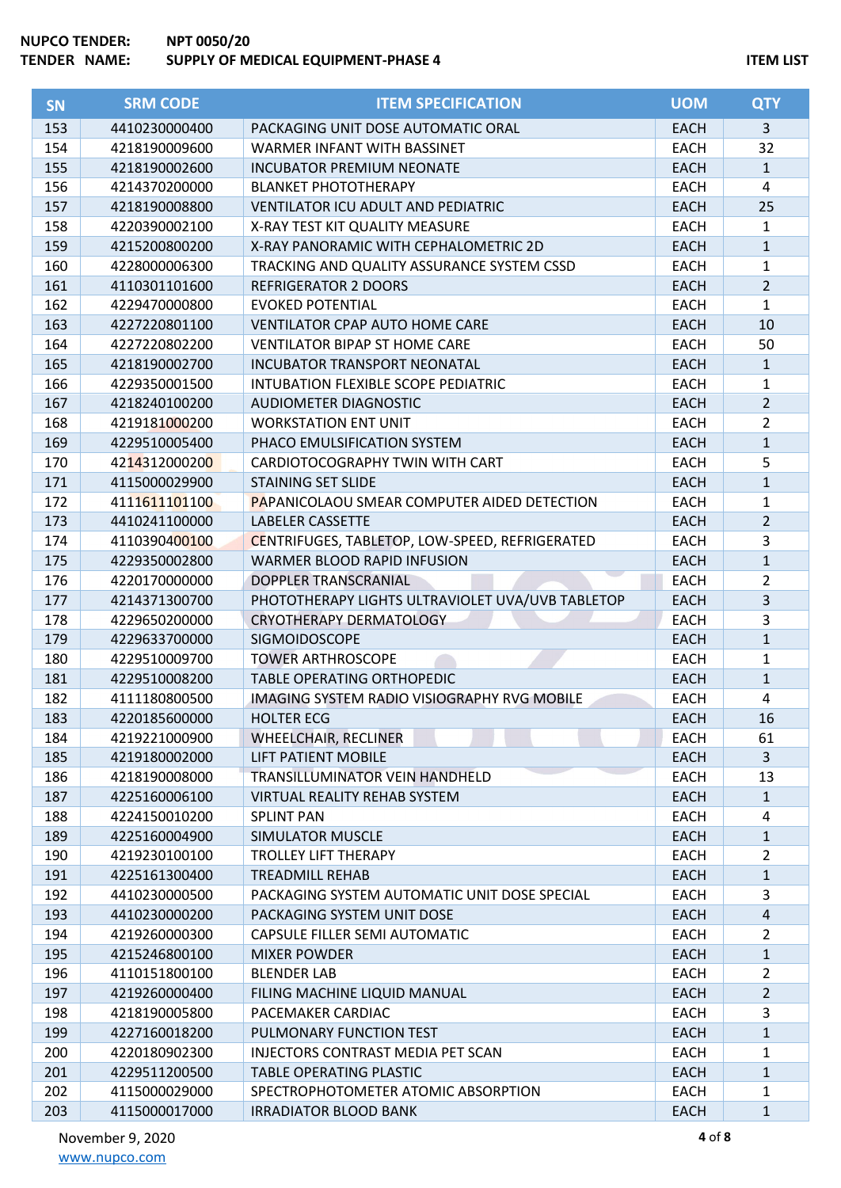**NUPCO TENDER:** NPT 0050/20

**TENDER NAME:** SUPPLY OF MEDICAL EQUIPMENT-PHASE 4

**ITEM LIST**

| SN | SRM CODE | ITEM SPECIFICATION | UOM | QTY |
|---|---|---|---|---|
| 153 | 4410230000400 | PACKAGING UNIT DOSE AUTOMATIC ORAL | EACH | 3 |
| 154 | 4218190009600 | WARMER INFANT WITH BASSINET | EACH | 32 |
| 155 | 4218190002600 | INCUBATOR PREMIUM NEONATE | EACH | 1 |
| 156 | 4214370200000 | BLANKET PHOTOTHERAPY | EACH | 4 |
| 157 | 4218190008800 | VENTILATOR ICU ADULT AND PEDIATRIC | EACH | 25 |
| 158 | 4220390002100 | X-RAY TEST KIT QUALITY MEASURE | EACH | 1 |
| 159 | 4215200800200 | X-RAY PANORAMIC WITH CEPHALOMETRIC 2D | EACH | 1 |
| 160 | 4228000006300 | TRACKING AND QUALITY ASSURANCE SYSTEM CSSD | EACH | 1 |
| 161 | 4110301101600 | REFRIGERATOR 2 DOORS | EACH | 2 |
| 162 | 4229470000800 | EVOKED POTENTIAL | EACH | 1 |
| 163 | 4227220801100 | VENTILATOR CPAP AUTO HOME CARE | EACH | 10 |
| 164 | 4227220802200 | VENTILATOR BIPAP ST HOME CARE | EACH | 50 |
| 165 | 4218190002700 | INCUBATOR TRANSPORT NEONATAL | EACH | 1 |
| 166 | 4229350001500 | INTUBATION FLEXIBLE SCOPE PEDIATRIC | EACH | 1 |
| 167 | 4218240100200 | AUDIOMETER DIAGNOSTIC | EACH | 2 |
| 168 | 4219181000200 | WORKSTATION ENT UNIT | EACH | 2 |
| 169 | 4229510005400 | PHACO EMULSIFICATION SYSTEM | EACH | 1 |
| 170 | 4214312000200 | CARDIOTOCOGRAPHY TWIN WITH CART | EACH | 5 |
| 171 | 4115000029900 | STAINING SET SLIDE | EACH | 1 |
| 172 | 4111611101100 | PAPANICOLAOU SMEAR COMPUTER AIDED DETECTION | EACH | 1 |
| 173 | 4410241100000 | LABELER CASSETTE | EACH | 2 |
| 174 | 4110390400100 | CENTRIFUGES, TABLETOP, LOW-SPEED, REFRIGERATED | EACH | 3 |
| 175 | 4229350002800 | WARMER BLOOD RAPID INFUSION | EACH | 1 |
| 176 | 4220170000000 | DOPPLER TRANSCRANIAL | EACH | 2 |
| 177 | 4214371300700 | PHOTOTHERAPY LIGHTS ULTRAVIOLET UVA/UVB TABLETOP | EACH | 3 |
| 178 | 4229650200000 | CRYOTHERAPY DERMATOLOGY | EACH | 3 |
| 179 | 4229633700000 | SIGMOIDOSCOPE | EACH | 1 |
| 180 | 4229510009700 | TOWER ARTHROSCOPE | EACH | 1 |
| 181 | 4229510008200 | TABLE OPERATING ORTHOPEDIC | EACH | 1 |
| 182 | 4111180800500 | IMAGING SYSTEM RADIO VISIOGRAPHY RVG MOBILE | EACH | 4 |
| 183 | 4220185600000 | HOLTER ECG | EACH | 16 |
| 184 | 4219221000900 | WHEELCHAIR, RECLINER | EACH | 61 |
| 185 | 4219180002000 | LIFT PATIENT MOBILE | EACH | 3 |
| 186 | 4218190008000 | TRANSILLUMINATOR VEIN HANDHELD | EACH | 13 |
| 187 | 4225160006100 | VIRTUAL REALITY REHAB SYSTEM | EACH | 1 |
| 188 | 4224150010200 | SPLINT PAN | EACH | 4 |
| 189 | 4225160004900 | SIMULATOR MUSCLE | EACH | 1 |
| 190 | 4219230100100 | TROLLEY LIFT THERAPY | EACH | 2 |
| 191 | 4225161300400 | TREADMILL REHAB | EACH | 1 |
| 192 | 4410230000500 | PACKAGING SYSTEM AUTOMATIC UNIT DOSE SPECIAL | EACH | 3 |
| 193 | 4410230000200 | PACKAGING SYSTEM UNIT DOSE | EACH | 4 |
| 194 | 4219260000300 | CAPSULE FILLER SEMI AUTOMATIC | EACH | 2 |
| 195 | 4215246800100 | MIXER POWDER | EACH | 1 |
| 196 | 4110151800100 | BLENDER LAB | EACH | 2 |
| 197 | 4219260000400 | FILING MACHINE LIQUID MANUAL | EACH | 2 |
| 198 | 4218190005800 | PACEMAKER CARDIAC | EACH | 3 |
| 199 | 4227160018200 | PULMONARY FUNCTION TEST | EACH | 1 |
| 200 | 4220180902300 | INJECTORS CONTRAST MEDIA PET SCAN | EACH | 1 |
| 201 | 4229511200500 | TABLE OPERATING PLASTIC | EACH | 1 |
| 202 | 4115000029000 | SPECTROPHOTOMETER ATOMIC ABSORPTION | EACH | 1 |
| 203 | 4115000017000 | IRRADIATOR BLOOD BANK | EACH | 1 |

November 9, 2020

www.nupco.com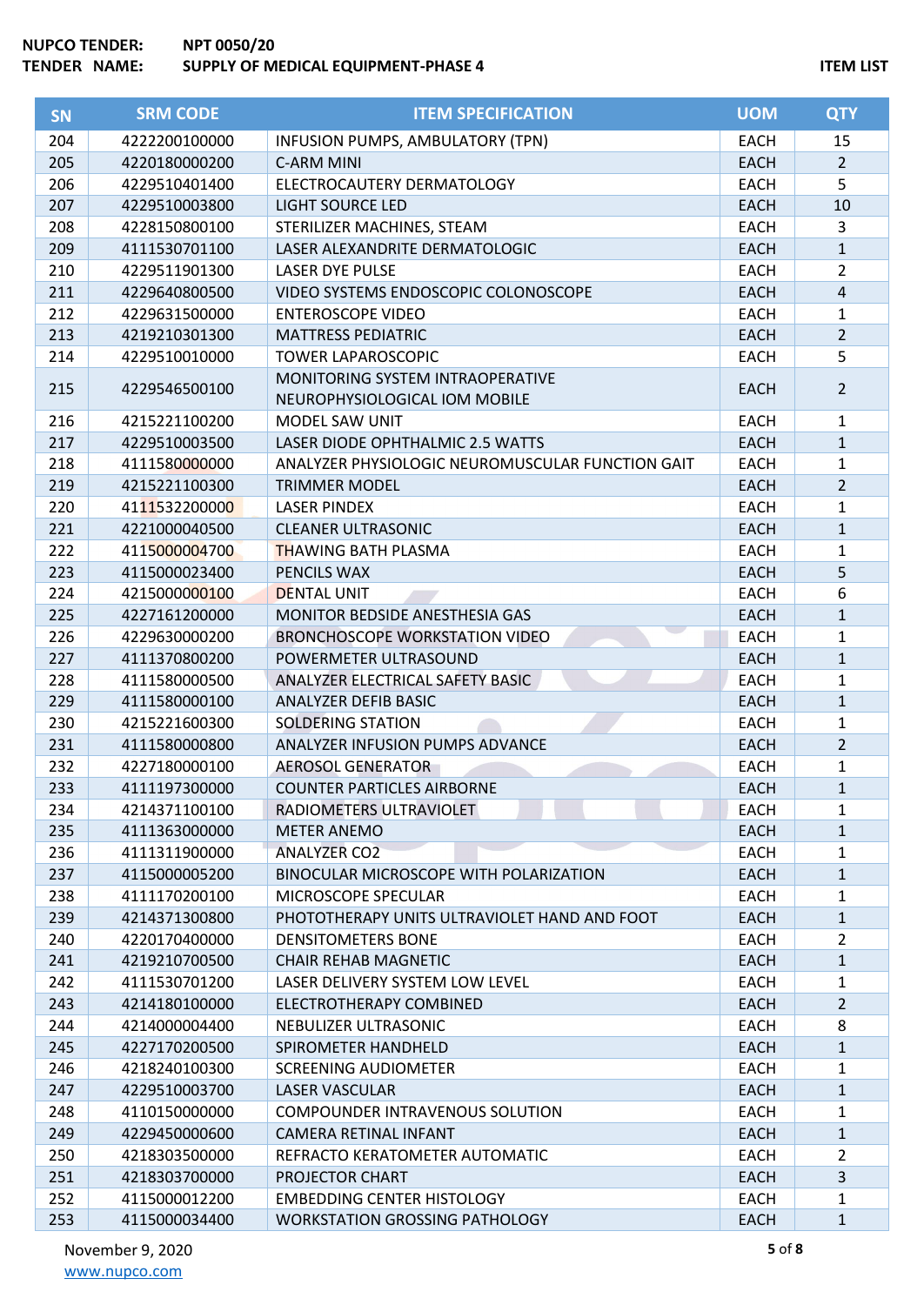**NUPCO TENDER:** NPT 0050/20
**TENDER NAME:** SUPPLY OF MEDICAL EQUIPMENT-PHASE 4

**ITEM LIST**

| SN | SRM CODE | ITEM SPECIFICATION | UOM | QTY |
|---|---|---|---|---|
| 204 | 4222200100000 | INFUSION PUMPS, AMBULATORY (TPN) | EACH | 15 |
| 205 | 4220180000200 | C-ARM MINI | EACH | 2 |
| 206 | 4229510401400 | ELECTROCAUTERY DERMATOLOGY | EACH | 5 |
| 207 | 4229510003800 | LIGHT SOURCE LED | EACH | 10 |
| 208 | 4228150800100 | STERILIZER MACHINES, STEAM | EACH | 3 |
| 209 | 4111530701100 | LASER ALEXANDRITE DERMATOLOGIC | EACH | 1 |
| 210 | 4229511901300 | LASER DYE PULSE | EACH | 2 |
| 211 | 4229640800500 | VIDEO SYSTEMS ENDOSCOPIC COLONOSCOPE | EACH | 4 |
| 212 | 4229631500000 | ENTEROSCOPE VIDEO | EACH | 1 |
| 213 | 4219210301300 | MATTRESS PEDIATRIC | EACH | 2 |
| 214 | 4229510010000 | TOWER LAPAROSCOPIC | EACH | 5 |
| 215 | 4229546500100 | MONITORING SYSTEM INTRAOPERATIVE NEUROPHYSIOLOGICAL IOM MOBILE | EACH | 2 |
| 216 | 4215221100200 | MODEL SAW UNIT | EACH | 1 |
| 217 | 4229510003500 | LASER DIODE OPHTHALMIC 2.5 WATTS | EACH | 1 |
| 218 | 4111580000000 | ANALYZER PHYSIOLOGIC NEUROMUSCULAR FUNCTION GAIT | EACH | 1 |
| 219 | 4215221100300 | TRIMMER MODEL | EACH | 2 |
| 220 | 4111532200000 | LASER PINDEX | EACH | 1 |
| 221 | 4221000040500 | CLEANER ULTRASONIC | EACH | 1 |
| 222 | 4115000004700 | THAWING BATH PLASMA | EACH | 1 |
| 223 | 4115000023400 | PENCILS WAX | EACH | 5 |
| 224 | 4215000000100 | DENTAL UNIT | EACH | 6 |
| 225 | 4227161200000 | MONITOR BEDSIDE ANESTHESIA GAS | EACH | 1 |
| 226 | 4229630000200 | BRONCHOSCOPE WORKSTATION VIDEO | EACH | 1 |
| 227 | 4111370800200 | POWERMETER ULTRASOUND | EACH | 1 |
| 228 | 4111580000500 | ANALYZER ELECTRICAL SAFETY BASIC | EACH | 1 |
| 229 | 4111580000100 | ANALYZER DEFIB BASIC | EACH | 1 |
| 230 | 4215221600300 | SOLDERING STATION | EACH | 1 |
| 231 | 4111580000800 | ANALYZER INFUSION PUMPS ADVANCE | EACH | 2 |
| 232 | 4227180000100 | AEROSOL GENERATOR | EACH | 1 |
| 233 | 4111197300000 | COUNTER PARTICLES AIRBORNE | EACH | 1 |
| 234 | 4214371100100 | RADIOMETERS ULTRAVIOLET | EACH | 1 |
| 235 | 4111363000000 | METER ANEMO | EACH | 1 |
| 236 | 4111311900000 | ANALYZER CO2 | EACH | 1 |
| 237 | 4115000005200 | BINOCULAR MICROSCOPE WITH POLARIZATION | EACH | 1 |
| 238 | 4111170200100 | MICROSCOPE SPECULAR | EACH | 1 |
| 239 | 4214371300800 | PHOTOTHERAPY UNITS ULTRAVIOLET HAND AND FOOT | EACH | 1 |
| 240 | 4220170400000 | DENSITOMETERS BONE | EACH | 2 |
| 241 | 4219210700500 | CHAIR REHAB MAGNETIC | EACH | 1 |
| 242 | 4111530701200 | LASER DELIVERY SYSTEM LOW LEVEL | EACH | 1 |
| 243 | 4214180100000 | ELECTROTHERAPY COMBINED | EACH | 2 |
| 244 | 4214000004400 | NEBULIZER ULTRASONIC | EACH | 8 |
| 245 | 4227170200500 | SPIROMETER HANDHELD | EACH | 1 |
| 246 | 4218240100300 | SCREENING AUDIOMETER | EACH | 1 |
| 247 | 4229510003700 | LASER VASCULAR | EACH | 1 |
| 248 | 4110150000000 | COMPOUNDER INTRAVENOUS SOLUTION | EACH | 1 |
| 249 | 4229450000600 | CAMERA RETINAL INFANT | EACH | 1 |
| 250 | 4218303500000 | REFRACTO KERATOMETER AUTOMATIC | EACH | 2 |
| 251 | 4218303700000 | PROJECTOR CHART | EACH | 3 |
| 252 | 4115000012200 | EMBEDDING CENTER HISTOLOGY | EACH | 1 |
| 253 | 4115000034400 | WORKSTATION GROSSING PATHOLOGY | EACH | 1 |

November 9, 2020
www.nupco.com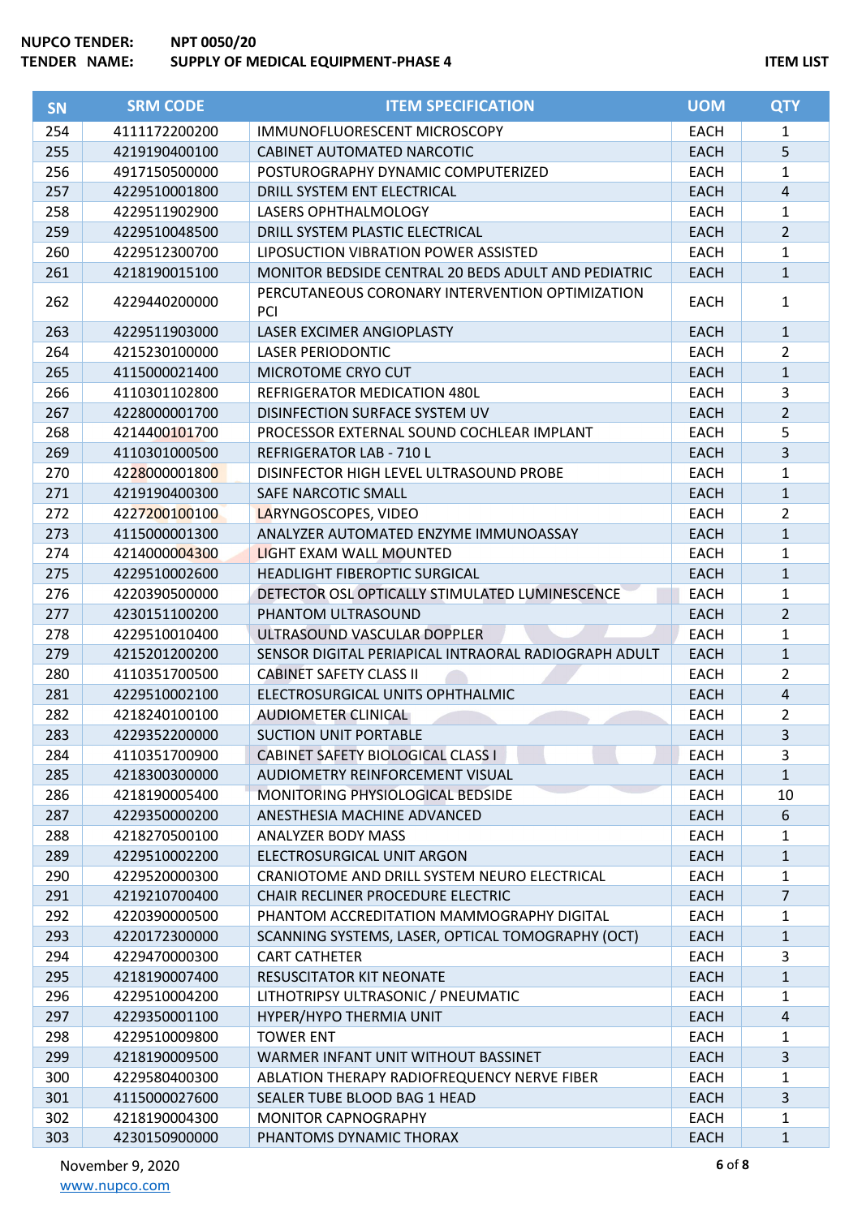**NUPCO TENDER:** NPT 0050/20
**TENDER NAME:** SUPPLY OF MEDICAL EQUIPMENT-PHASE 4

**ITEM LIST**

| SN | SRM CODE | ITEM SPECIFICATION | UOM | QTY |
|---|---|---|---|---|
| 254 | 4111172200200 | IMMUNOFLUORESCENT MICROSCOPY | EACH | 1 |
| 255 | 4219190400100 | CABINET AUTOMATED NARCOTIC | EACH | 5 |
| 256 | 4917150500000 | POSTUROGRAPHY DYNAMIC COMPUTERIZED | EACH | 1 |
| 257 | 4229510001800 | DRILL SYSTEM ENT ELECTRICAL | EACH | 4 |
| 258 | 4229511902900 | LASERS OPHTHALMOLOGY | EACH | 1 |
| 259 | 4229510048500 | DRILL SYSTEM PLASTIC ELECTRICAL | EACH | 2 |
| 260 | 4229512300700 | LIPOSUCTION VIBRATION POWER ASSISTED | EACH | 1 |
| 261 | 4218190015100 | MONITOR BEDSIDE CENTRAL 20 BEDS ADULT AND PEDIATRIC | EACH | 1 |
| 262 | 4229440200000 | PERCUTANEOUS CORONARY INTERVENTION OPTIMIZATION PCI | EACH | 1 |
| 263 | 4229511903000 | LASER EXCIMER ANGIOPLASTY | EACH | 1 |
| 264 | 4215230100000 | LASER PERIODONTIC | EACH | 2 |
| 265 | 4115000021400 | MICROTOME CRYO CUT | EACH | 1 |
| 266 | 4110301102800 | REFRIGERATOR MEDICATION 480L | EACH | 3 |
| 267 | 4228000001700 | DISINFECTION SURFACE SYSTEM UV | EACH | 2 |
| 268 | 4214400101700 | PROCESSOR EXTERNAL SOUND COCHLEAR IMPLANT | EACH | 5 |
| 269 | 4110301000500 | REFRIGERATOR LAB - 710 L | EACH | 3 |
| 270 | 4228000001800 | DISINFECTOR HIGH LEVEL ULTRASOUND PROBE | EACH | 1 |
| 271 | 4219190400300 | SAFE NARCOTIC SMALL | EACH | 1 |
| 272 | 4227200100100 | LARYNGOSCOPES, VIDEO | EACH | 2 |
| 273 | 4115000001300 | ANALYZER AUTOMATED ENZYME IMMUNOASSAY | EACH | 1 |
| 274 | 4214000004300 | LIGHT EXAM WALL MOUNTED | EACH | 1 |
| 275 | 4229510002600 | HEADLIGHT FIBEROPTIC SURGICAL | EACH | 1 |
| 276 | 4220390500000 | DETECTOR OSL OPTICALLY STIMULATED LUMINESCENCE | EACH | 1 |
| 277 | 4230151100200 | PHANTOM ULTRASOUND | EACH | 2 |
| 278 | 4229510010400 | ULTRASOUND VASCULAR DOPPLER | EACH | 1 |
| 279 | 4215201200200 | SENSOR DIGITAL PERIAPICAL INTRAORAL RADIOGRAPH ADULT | EACH | 1 |
| 280 | 4110351700500 | CABINET SAFETY CLASS II | EACH | 2 |
| 281 | 4229510002100 | ELECTROSURGICAL UNITS OPHTHALMIC | EACH | 4 |
| 282 | 4218240100100 | AUDIOMETER CLINICAL | EACH | 2 |
| 283 | 4229352200000 | SUCTION UNIT PORTABLE | EACH | 3 |
| 284 | 4110351700900 | CABINET SAFETY BIOLOGICAL CLASS I | EACH | 3 |
| 285 | 4218300300000 | AUDIOMETRY REINFORCEMENT VISUAL | EACH | 1 |
| 286 | 4218190005400 | MONITORING PHYSIOLOGICAL BEDSIDE | EACH | 10 |
| 287 | 4229350000200 | ANESTHESIA MACHINE ADVANCED | EACH | 6 |
| 288 | 4218270500100 | ANALYZER BODY MASS | EACH | 1 |
| 289 | 4229510002200 | ELECTROSURGICAL UNIT ARGON | EACH | 1 |
| 290 | 4229520000300 | CRANIOTOME AND DRILL SYSTEM NEURO ELECTRICAL | EACH | 1 |
| 291 | 4219210700400 | CHAIR RECLINER PROCEDURE ELECTRIC | EACH | 7 |
| 292 | 4220390000500 | PHANTOM ACCREDITATION MAMMOGRAPHY DIGITAL | EACH | 1 |
| 293 | 4220172300000 | SCANNING SYSTEMS, LASER, OPTICAL TOMOGRAPHY (OCT) | EACH | 1 |
| 294 | 4229470000300 | CART CATHETER | EACH | 3 |
| 295 | 4218190007400 | RESUSCITATOR KIT NEONATE | EACH | 1 |
| 296 | 4229510004200 | LITHOTRIPSY ULTRASONIC / PNEUMATIC | EACH | 1 |
| 297 | 4229350001100 | HYPER/HYPO THERMIA UNIT | EACH | 4 |
| 298 | 4229510009800 | TOWER ENT | EACH | 1 |
| 299 | 4218190009500 | WARMER INFANT UNIT WITHOUT BASSINET | EACH | 3 |
| 300 | 4229580400300 | ABLATION THERAPY RADIOFREQUENCY NERVE FIBER | EACH | 1 |
| 301 | 4115000027600 | SEALER TUBE BLOOD BAG 1 HEAD | EACH | 3 |
| 302 | 4218190004300 | MONITOR CAPNOGRAPHY | EACH | 1 |
| 303 | 4230150900000 | PHANTOMS DYNAMIC THORAX | EACH | 1 |

November 9, 2020
www.nupco.com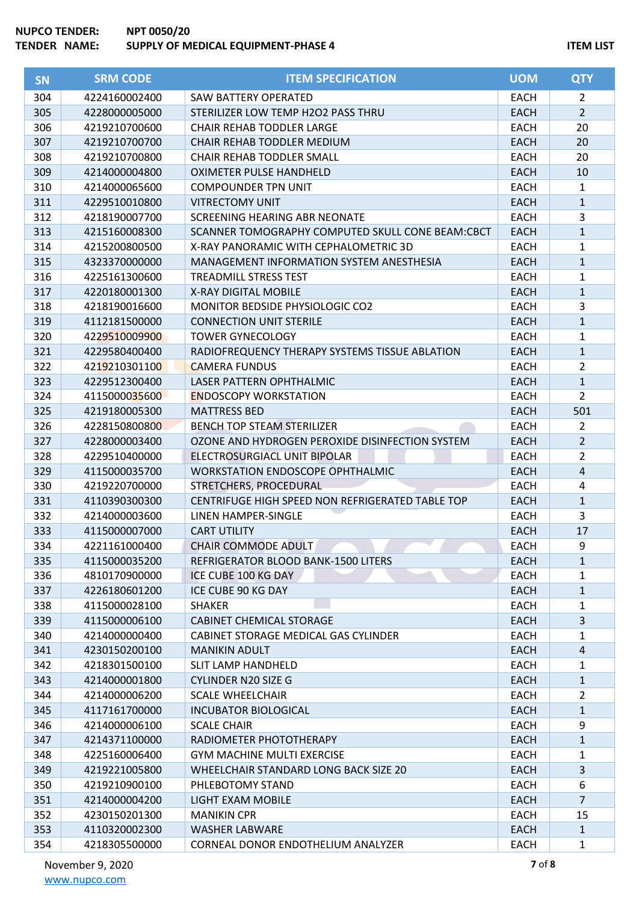**NUPCO TENDER:** NPT 0050/20
**TENDER NAME:** SUPPLY OF MEDICAL EQUIPMENT-PHASE 4

**ITEM LIST**

| SN | SRM CODE | ITEM SPECIFICATION | UOM | QTY |
|---|---|---|---|---|
| 304 | 4224160002400 | SAW BATTERY OPERATED | EACH | 2 |
| 305 | 4228000005000 | STERILIZER LOW TEMP H2O2 PASS THRU | EACH | 2 |
| 306 | 4219210700600 | CHAIR REHAB TODDLER LARGE | EACH | 20 |
| 307 | 4219210700700 | CHAIR REHAB TODDLER MEDIUM | EACH | 20 |
| 308 | 4219210700800 | CHAIR REHAB TODDLER SMALL | EACH | 20 |
| 309 | 4214000004800 | OXIMETER PULSE HANDHELD | EACH | 10 |
| 310 | 4214000065600 | COMPOUNDER TPN UNIT | EACH | 1 |
| 311 | 4229510010800 | VITRECTOMY UNIT | EACH | 1 |
| 312 | 4218190007700 | SCREENING HEARING ABR NEONATE | EACH | 3 |
| 313 | 4215160008300 | SCANNER TOMOGRAPHY COMPUTED SKULL CONE BEAM:CBCT | EACH | 1 |
| 314 | 4215200800500 | X-RAY PANORAMIC WITH CEPHALOMETRIC 3D | EACH | 1 |
| 315 | 4323370000000 | MANAGEMENT INFORMATION SYSTEM ANESTHESIA | EACH | 1 |
| 316 | 4225161300600 | TREADMILL STRESS TEST | EACH | 1 |
| 317 | 4220180001300 | X-RAY DIGITAL MOBILE | EACH | 1 |
| 318 | 4218190016600 | MONITOR BEDSIDE PHYSIOLOGIC CO2 | EACH | 3 |
| 319 | 4112181500000 | CONNECTION UNIT STERILE | EACH | 1 |
| 320 | 4229510009900 | TOWER GYNECOLOGY | EACH | 1 |
| 321 | 4229580400400 | RADIOFREQUENCY THERAPY SYSTEMS TISSUE ABLATION | EACH | 1 |
| 322 | 4219210301100 | CAMERA FUNDUS | EACH | 2 |
| 323 | 4229512300400 | LASER PATTERN OPHTHALMIC | EACH | 1 |
| 324 | 4115000035600 | ENDOSCOPY WORKSTATION | EACH | 2 |
| 325 | 4219180005300 | MATTRESS BED | EACH | 501 |
| 326 | 4228150800800 | BENCH TOP STEAM STERILIZER | EACH | 2 |
| 327 | 4228000003400 | OZONE AND HYDROGEN PEROXIDE DISINFECTION SYSTEM | EACH | 2 |
| 328 | 4229510400000 | ELECTROSURGIACL UNIT BIPOLAR | EACH | 2 |
| 329 | 4115000035700 | WORKSTATION ENDOSCOPE OPHTHALMIC | EACH | 4 |
| 330 | 4219220700000 | STRETCHERS, PROCEDURAL | EACH | 4 |
| 331 | 4110390300300 | CENTRIFUGE HIGH SPEED NON REFRIGERATED TABLE TOP | EACH | 1 |
| 332 | 4214000003600 | LINEN HAMPER-SINGLE | EACH | 3 |
| 333 | 4115000007000 | CART UTILITY | EACH | 17 |
| 334 | 4221161000400 | CHAIR COMMODE ADULT | EACH | 9 |
| 335 | 4115000035200 | REFRIGERATOR BLOOD BANK-1500 LITERS | EACH | 1 |
| 336 | 4810170900000 | ICE CUBE 100 KG DAY | EACH | 1 |
| 337 | 4226180601200 | ICE CUBE 90 KG DAY | EACH | 1 |
| 338 | 4115000028100 | SHAKER | EACH | 1 |
| 339 | 4115000006100 | CABINET CHEMICAL STORAGE | EACH | 3 |
| 340 | 4214000000400 | CABINET STORAGE MEDICAL GAS CYLINDER | EACH | 1 |
| 341 | 4230150200100 | MANIKIN ADULT | EACH | 4 |
| 342 | 4218301500100 | SLIT LAMP HANDHELD | EACH | 1 |
| 343 | 4214000001800 | CYLINDER N20 SIZE G | EACH | 1 |
| 344 | 4214000006200 | SCALE WHEELCHAIR | EACH | 2 |
| 345 | 4117161700000 | INCUBATOR BIOLOGICAL | EACH | 1 |
| 346 | 4214000006100 | SCALE CHAIR | EACH | 9 |
| 347 | 4214371100000 | RADIOMETER PHOTOTHERAPY | EACH | 1 |
| 348 | 4225160006400 | GYM MACHINE MULTI EXERCISE | EACH | 1 |
| 349 | 4219221005800 | WHEELCHAIR STANDARD LONG BACK SIZE 20 | EACH | 3 |
| 350 | 4219210900100 | PHLEBOTOMY STAND | EACH | 6 |
| 351 | 4214000004200 | LIGHT EXAM MOBILE | EACH | 7 |
| 352 | 4230150201300 | MANIKIN CPR | EACH | 15 |
| 353 | 4110320002300 | WASHER LABWARE | EACH | 1 |
| 354 | 4218305500000 | CORNEAL DONOR ENDOTHELIUM ANALYZER | EACH | 1 |

November 9, 2020
www.nupco.com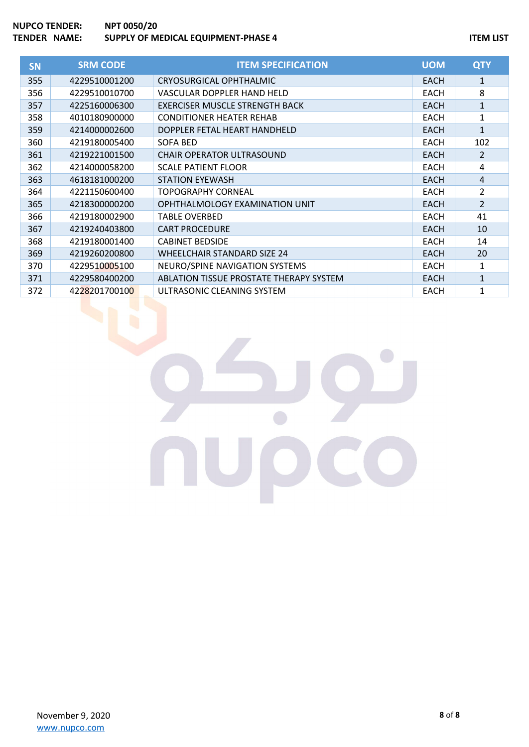**NUPCO TENDER:** NPT 0050/20
**TENDER NAME:** SUPPLY OF MEDICAL EQUIPMENT-PHASE 4

**ITEM LIST**

| SN | SRM CODE | ITEM SPECIFICATION | UOM | QTY |
|---|---|---|---|---|
| 355 | 4229510001200 | CRYOSURGICAL OPHTHALMIC | EACH | 1 |
| 356 | 4229510010700 | VASCULAR DOPPLER HAND HELD | EACH | 8 |
| 357 | 4225160006300 | EXERCISER MUSCLE STRENGTH BACK | EACH | 1 |
| 358 | 4010180900000 | CONDITIONER HEATER REHAB | EACH | 1 |
| 359 | 4214000002600 | DOPPLER FETAL HEART HANDHELD | EACH | 1 |
| 360 | 4219180005400 | SOFA BED | EACH | 102 |
| 361 | 4219221001500 | CHAIR OPERATOR ULTRASOUND | EACH | 2 |
| 362 | 4214000058200 | SCALE PATIENT FLOOR | EACH | 4 |
| 363 | 4618181000200 | STATION EYEWASH | EACH | 4 |
| 364 | 4221150600400 | TOPOGRAPHY CORNEAL | EACH | 2 |
| 365 | 4218300000200 | OPHTHALMOLOGY EXAMINATION UNIT | EACH | 2 |
| 366 | 4219180002900 | TABLE OVERBED | EACH | 41 |
| 367 | 4219240403800 | CART PROCEDURE | EACH | 10 |
| 368 | 4219180001400 | CABINET BEDSIDE | EACH | 14 |
| 369 | 4219260200800 | WHEELCHAIR STANDARD SIZE 24 | EACH | 20 |
| 370 | 4229510005100 | NEURO/SPINE NAVIGATION SYSTEMS | EACH | 1 |
| 371 | 4229580400200 | ABLATION TISSUE PROSTATE THERAPY SYSTEM | EACH | 1 |
| 372 | 4228201700100 | ULTRASONIC CLEANING SYSTEM | EACH | 1 |

November 9, 2020
www.nupco.com